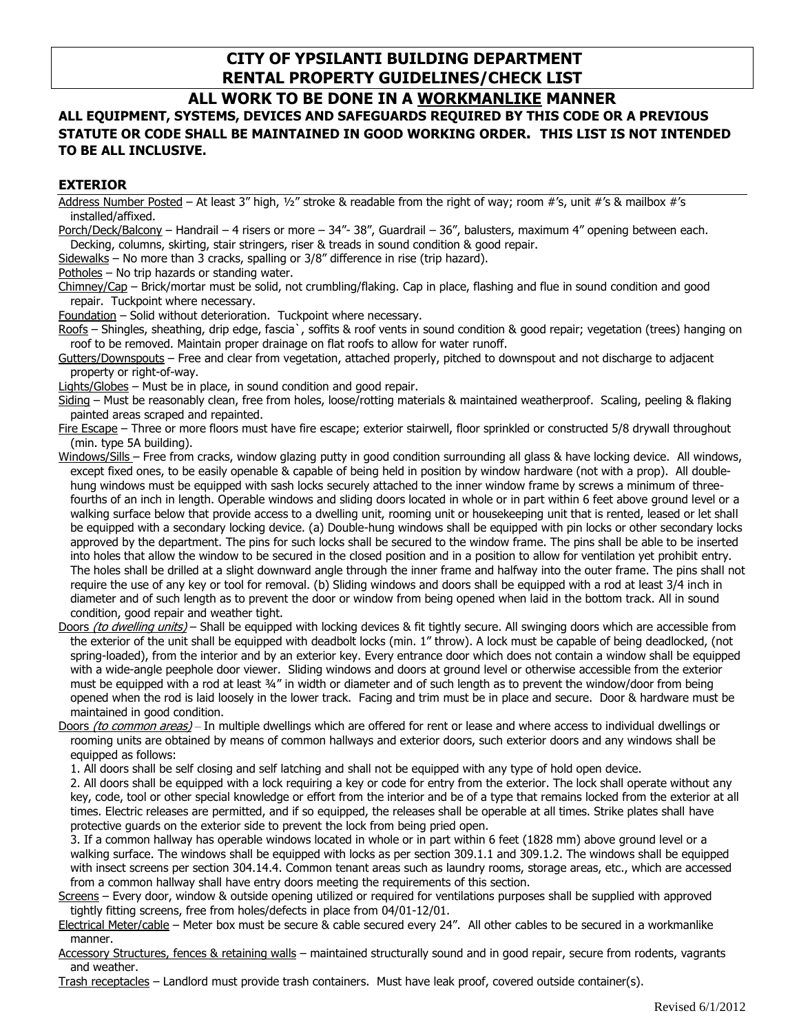# CITY OF YPSILANTI BUILDING DEPARTMENT
# RENTAL PROPERTY GUIDELINES/CHECK LIST

## ALL WORK TO BE DONE IN A WORKMANLIKE MANNER

**ALL EQUIPMENT, SYSTEMS, DEVICES AND SAFEGUARDS REQUIRED BY THIS CODE OR A PREVIOUS STATUTE OR CODE SHALL BE MAINTAINED IN GOOD WORKING ORDER. THIS LIST IS NOT INTENDED TO BE ALL INCLUSIVE.**

### EXTERIOR

Address Number Posted – At least 3" high, ½" stroke & readable from the right of way; room #'s, unit #'s & mailbox #'s installed/affixed.

Porch/Deck/Balcony – Handrail – 4 risers or more – 34"- 38", Guardrail – 36", balusters, maximum 4" opening between each. Decking, columns, skirting, stair stringers, riser & treads in sound condition & good repair.

Sidewalks – No more than 3 cracks, spalling or 3/8" difference in rise (trip hazard).

Potholes – No trip hazards or standing water.

Chimney/Cap – Brick/mortar must be solid, not crumbling/flaking. Cap in place, flashing and flue in sound condition and good repair. Tuckpoint where necessary.

Foundation – Solid without deterioration. Tuckpoint where necessary.

Roofs – Shingles, sheathing, drip edge, fascia`, soffits & roof vents in sound condition & good repair; vegetation (trees) hanging on roof to be removed. Maintain proper drainage on flat roofs to allow for water runoff.

Gutters/Downspouts – Free and clear from vegetation, attached properly, pitched to downspout and not discharge to adjacent property or right-of-way.

Lights/Globes – Must be in place, in sound condition and good repair.

Siding – Must be reasonably clean, free from holes, loose/rotting materials & maintained weatherproof. Scaling, peeling & flaking painted areas scraped and repainted.

Fire Escape – Three or more floors must have fire escape; exterior stairwell, floor sprinkled or constructed 5/8 drywall throughout (min. type 5A building).

Windows/Sills – Free from cracks, window glazing putty in good condition surrounding all glass & have locking device. All windows, except fixed ones, to be easily openable & capable of being held in position by window hardware (not with a prop). All double-hung windows must be equipped with sash locks securely attached to the inner window frame by screws a minimum of three-fourths of an inch in length. Operable windows and sliding doors located in whole or in part within 6 feet above ground level or a walking surface below that provide access to a dwelling unit, rooming unit or housekeeping unit that is rented, leased or let shall be equipped with a secondary locking device. (a) Double-hung windows shall be equipped with pin locks or other secondary locks approved by the department. The pins for such locks shall be secured to the window frame. The pins shall be able to be inserted into holes that allow the window to be secured in the closed position and in a position to allow for ventilation yet prohibit entry. The holes shall be drilled at a slight downward angle through the inner frame and halfway into the outer frame. The pins shall not require the use of any key or tool for removal. (b) Sliding windows and doors shall be equipped with a rod at least 3/4 inch in diameter and of such length as to prevent the door or window from being opened when laid in the bottom track. All in sound condition, good repair and weather tight.

Doors *(to dwelling units)* – Shall be equipped with locking devices & fit tightly secure. All swinging doors which are accessible from the exterior of the unit shall be equipped with deadbolt locks (min. 1" throw). A lock must be capable of being deadlocked, (not spring-loaded), from the interior and by an exterior key. Every entrance door which does not contain a window shall be equipped with a wide-angle peephole door viewer. Sliding windows and doors at ground level or otherwise accessible from the exterior must be equipped with a rod at least ¾" in width or diameter and of such length as to prevent the window/door from being opened when the rod is laid loosely in the lower track. Facing and trim must be in place and secure. Door & hardware must be maintained in good condition.

Doors *(to common areas)* – In multiple dwellings which are offered for rent or lease and where access to individual dwellings or rooming units are obtained by means of common hallways and exterior doors, such exterior doors and any windows shall be equipped as follows:

1. All doors shall be self closing and self latching and shall not be equipped with any type of hold open device.
2. All doors shall be equipped with a lock requiring a key or code for entry from the exterior. The lock shall operate without any key, code, tool or other special knowledge or effort from the interior and be of a type that remains locked from the exterior at all times. Electric releases are permitted, and if so equipped, the releases shall be operable at all times. Strike plates shall have protective guards on the exterior side to prevent the lock from being pried open.
3. If a common hallway has operable windows located in whole or in part within 6 feet (1828 mm) above ground level or a walking surface. The windows shall be equipped with locks as per section 309.1.1 and 309.1.2. The windows shall be equipped with insect screens per section 304.14.4. Common tenant areas such as laundry rooms, storage areas, etc., which are accessed from a common hallway shall have entry doors meeting the requirements of this section.

Screens – Every door, window & outside opening utilized or required for ventilations purposes shall be supplied with approved tightly fitting screens, free from holes/defects in place from 04/01-12/01.

Electrical Meter/cable – Meter box must be secure & cable secured every 24". All other cables to be secured in a workmanlike manner.

Accessory Structures, fences & retaining walls – maintained structurally sound and in good repair, secure from rodents, vagrants and weather.

Trash receptacles – Landlord must provide trash containers. Must have leak proof, covered outside container(s).

Revised 6/1/2012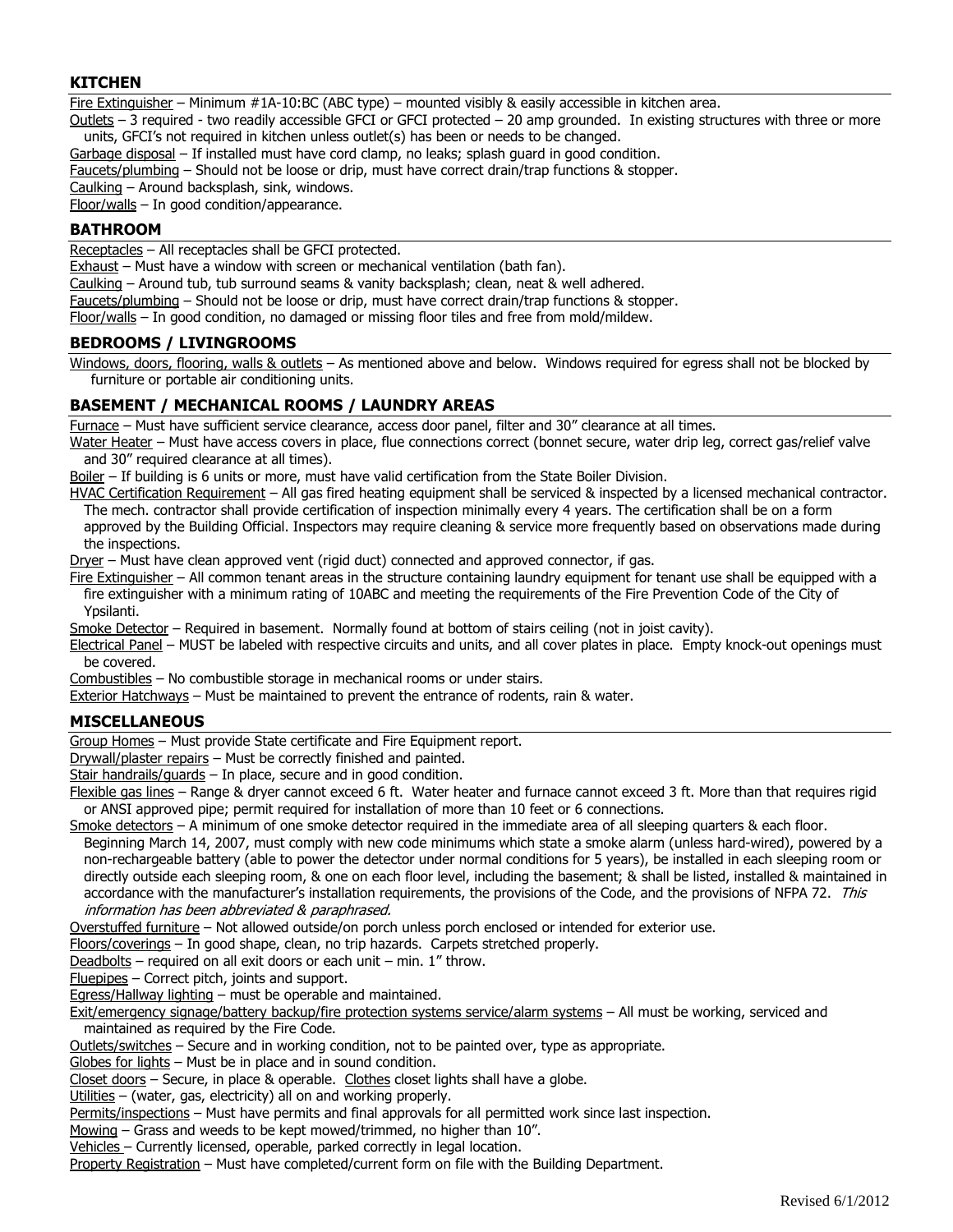## KITCHEN

Fire Extinguisher – Minimum #1A-10:BC (ABC type) – mounted visibly & easily accessible in kitchen area.

Outlets – 3 required - two readily accessible GFCI or GFCI protected – 20 amp grounded. In existing structures with three or more units, GFCI's not required in kitchen unless outlet(s) has been or needs to be changed.

Garbage disposal – If installed must have cord clamp, no leaks; splash guard in good condition.

Faucets/plumbing – Should not be loose or drip, must have correct drain/trap functions & stopper.

Caulking – Around backsplash, sink, windows.

Floor/walls – In good condition/appearance.

## BATHROOM

Receptacles – All receptacles shall be GFCI protected.

Exhaust – Must have a window with screen or mechanical ventilation (bath fan).

Caulking – Around tub, tub surround seams & vanity backsplash; clean, neat & well adhered.

Faucets/plumbing – Should not be loose or drip, must have correct drain/trap functions & stopper.

Floor/walls – In good condition, no damaged or missing floor tiles and free from mold/mildew.

## BEDROOMS / LIVINGROOMS

Windows, doors, flooring, walls & outlets – As mentioned above and below. Windows required for egress shall not be blocked by furniture or portable air conditioning units.

## BASEMENT / MECHANICAL ROOMS / LAUNDRY AREAS

Furnace – Must have sufficient service clearance, access door panel, filter and 30" clearance at all times.

Water Heater – Must have access covers in place, flue connections correct (bonnet secure, water drip leg, correct gas/relief valve and 30" required clearance at all times).

Boiler – If building is 6 units or more, must have valid certification from the State Boiler Division.

HVAC Certification Requirement – All gas fired heating equipment shall be serviced & inspected by a licensed mechanical contractor. The mech. contractor shall provide certification of inspection minimally every 4 years. The certification shall be on a form approved by the Building Official. Inspectors may require cleaning & service more frequently based on observations made during the inspections.

Dryer – Must have clean approved vent (rigid duct) connected and approved connector, if gas.

Fire Extinguisher – All common tenant areas in the structure containing laundry equipment for tenant use shall be equipped with a fire extinguisher with a minimum rating of 10ABC and meeting the requirements of the Fire Prevention Code of the City of Ypsilanti.

Smoke Detector – Required in basement. Normally found at bottom of stairs ceiling (not in joist cavity).

Electrical Panel – MUST be labeled with respective circuits and units, and all cover plates in place. Empty knock-out openings must be covered.

Combustibles – No combustible storage in mechanical rooms or under stairs.

Exterior Hatchways – Must be maintained to prevent the entrance of rodents, rain & water.

## MISCELLANEOUS

Group Homes – Must provide State certificate and Fire Equipment report.

Drywall/plaster repairs – Must be correctly finished and painted.

Stair handrails/guards – In place, secure and in good condition.

Flexible gas lines – Range & dryer cannot exceed 6 ft. Water heater and furnace cannot exceed 3 ft. More than that requires rigid or ANSI approved pipe; permit required for installation of more than 10 feet or 6 connections.

Smoke detectors – A minimum of one smoke detector required in the immediate area of all sleeping quarters & each floor. Beginning March 14, 2007, must comply with new code minimums which state a smoke alarm (unless hard-wired), powered by a non-rechargeable battery (able to power the detector under normal conditions for 5 years), be installed in each sleeping room or directly outside each sleeping room, & one on each floor level, including the basement; & shall be listed, installed & maintained in accordance with the manufacturer's installation requirements, the provisions of the Code, and the provisions of NFPA 72. *This information has been abbreviated & paraphrased.*

Overstuffed furniture – Not allowed outside/on porch unless porch enclosed or intended for exterior use.

Floors/coverings – In good shape, clean, no trip hazards. Carpets stretched properly.

Deadbolts – required on all exit doors or each unit – min. 1" throw.

Fluepipes – Correct pitch, joints and support.

Egress/Hallway lighting – must be operable and maintained.

Exit/emergency signage/battery backup/fire protection systems service/alarm systems – All must be working, serviced and maintained as required by the Fire Code.

Outlets/switches – Secure and in working condition, not to be painted over, type as appropriate.

Globes for lights – Must be in place and in sound condition.

Closet doors – Secure, in place & operable. Clothes closet lights shall have a globe.

Utilities – (water, gas, electricity) all on and working properly.

Permits/inspections – Must have permits and final approvals for all permitted work since last inspection.

Mowing – Grass and weeds to be kept mowed/trimmed, no higher than 10".

Vehicles – Currently licensed, operable, parked correctly in legal location.

Property Registration – Must have completed/current form on file with the Building Department.

Revised 6/1/2012